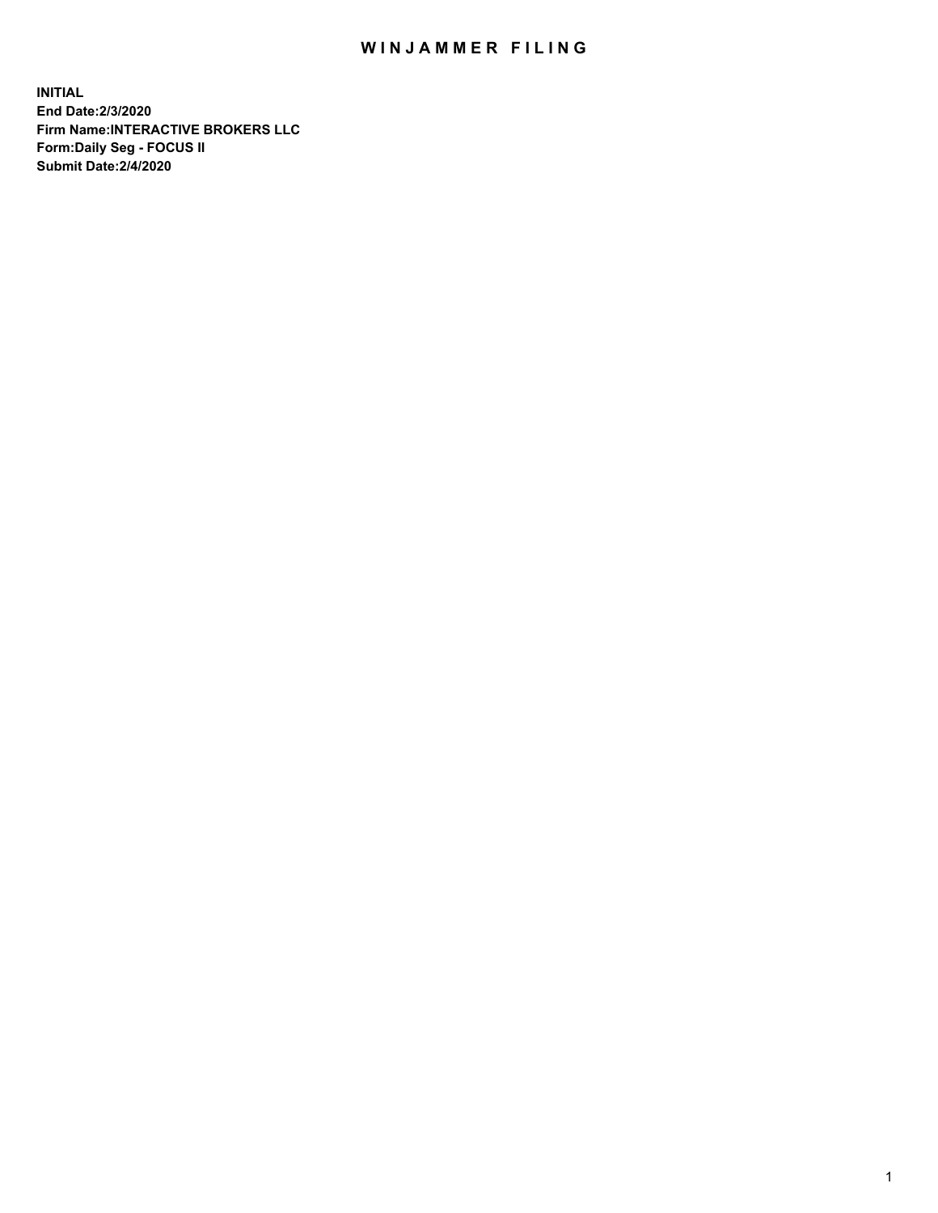# WINJAMMER FILING

**INITIAL**
**End Date:2/3/2020**
**Firm Name:INTERACTIVE BROKERS LLC**
**Form:Daily Seg - FOCUS II**
**Submit Date:2/4/2020**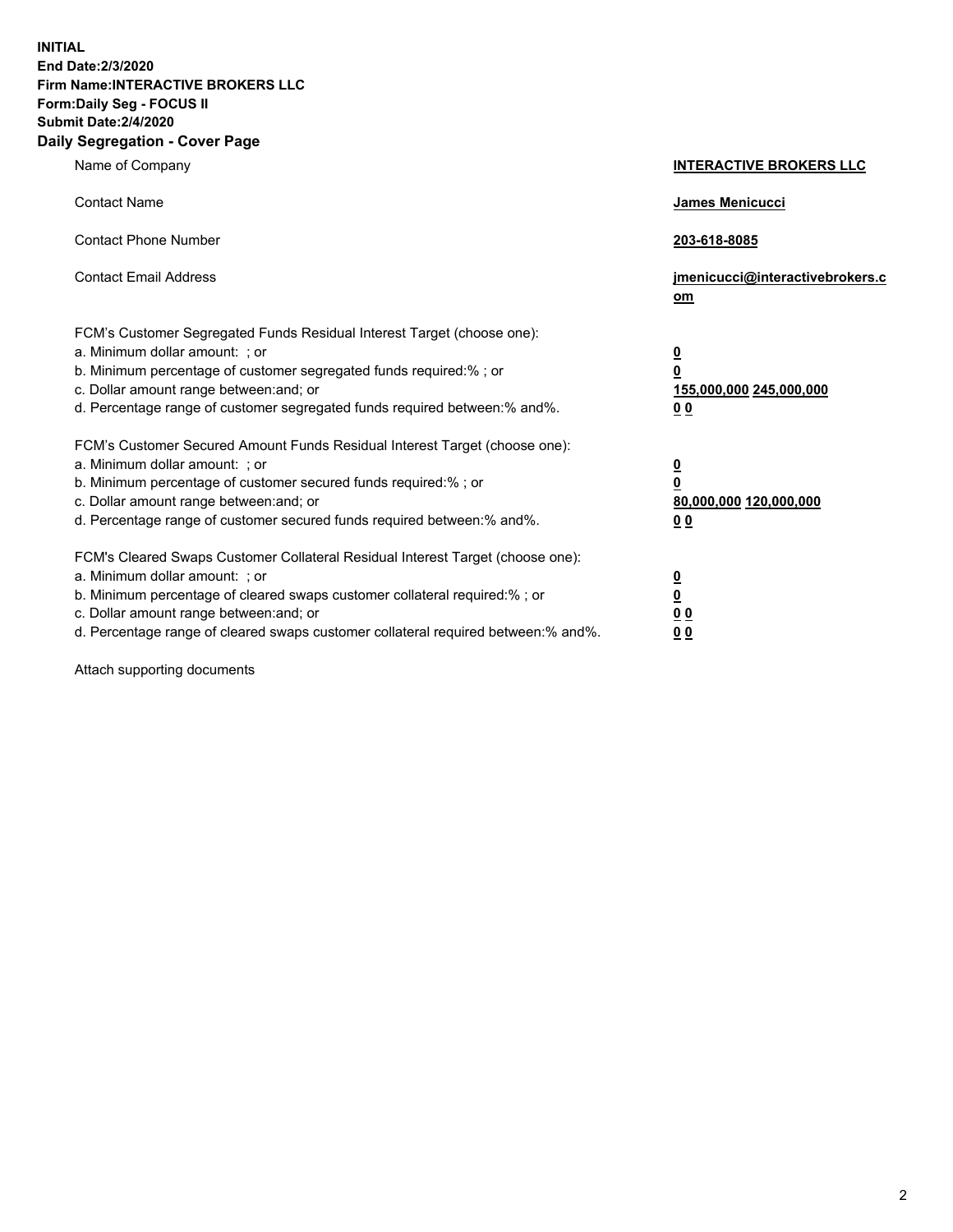**INITIAL**
**End Date:2/3/2020**
**Firm Name:INTERACTIVE BROKERS LLC**
**Form:Daily Seg - FOCUS II**
**Submit Date:2/4/2020**
**Daily Segregation - Cover Page**

| | |
|---|---|
| Name of Company | **INTERACTIVE BROKERS LLC** |
| Contact Name | **James Menicucci** |
| Contact Phone Number | **203-618-8085** |
| Contact Email Address | **jmenicucci@interactivebrokers.com** |

FCM's Customer Segregated Funds Residual Interest Target (choose one):

| | |
|---|---|
| a. Minimum dollar amount: ; or | **0** |
| b. Minimum percentage of customer segregated funds required:% ; or | **0** |
| c. Dollar amount range between:and; or | **155,000,000 245,000,000** |
| d. Percentage range of customer segregated funds required between:% and%. | **0 0** |

FCM's Customer Secured Amount Funds Residual Interest Target (choose one):

| | |
|---|---|
| a. Minimum dollar amount: ; or | **0** |
| b. Minimum percentage of customer secured funds required:% ; or | **0** |
| c. Dollar amount range between:and; or | **80,000,000 120,000,000** |
| d. Percentage range of customer secured funds required between:% and%. | **0 0** |

FCM's Cleared Swaps Customer Collateral Residual Interest Target (choose one):

| | |
|---|---|
| a. Minimum dollar amount: ; or | **0** |
| b. Minimum percentage of cleared swaps customer collateral required:% ; or | **0** |
| c. Dollar amount range between:and; or | **0 0** |
| d. Percentage range of cleared swaps customer collateral required between:% and%. | **0 0** |

Attach supporting documents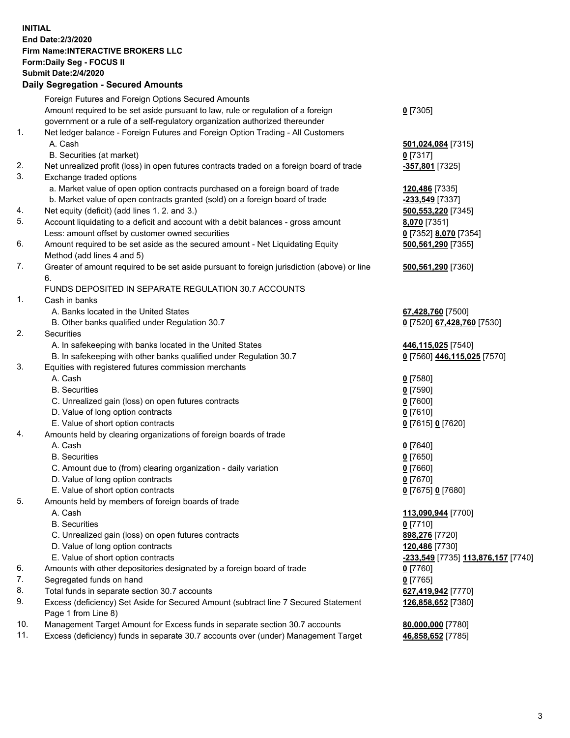**INITIAL**
**End Date:2/3/2020**
**Firm Name:INTERACTIVE BROKERS LLC**
**Form:Daily Seg - FOCUS II**
**Submit Date:2/4/2020**

**Daily Segregation - Secured Amounts**

| | | |
|---|---|---|
| | Foreign Futures and Foreign Options Secured Amounts | |
| | Amount required to be set aside pursuant to law, rule or regulation of a foreign government or a rule of a self-regulatory organization authorized thereunder | **0** [7305] |
| 1. | Net ledger balance - Foreign Futures and Foreign Option Trading - All Customers | |
| | A. Cash | **501,024,084** [7315] |
| | B. Securities (at market) | **0** [7317] |
| 2. | Net unrealized profit (loss) in open futures contracts traded on a foreign board of trade | **-357,801** [7325] |
| 3. | Exchange traded options | |
| | a. Market value of open option contracts purchased on a foreign board of trade | **120,486** [7335] |
| | b. Market value of open contracts granted (sold) on a foreign board of trade | **-233,549** [7337] |
| 4. | Net equity (deficit) (add lines 1. 2. and 3.) | **500,553,220** [7345] |
| 5. | Account liquidating to a deficit and account with a debit balances - gross amount | **8,070** [7351] |
| | Less: amount offset by customer owned securities | **0** [7352] **8,070** [7354] |
| 6. | Amount required to be set aside as the secured amount - Net Liquidating Equity Method (add lines 4 and 5) | **500,561,290** [7355] |
| 7. | Greater of amount required to be set aside pursuant to foreign jurisdiction (above) or line 6. | **500,561,290** [7360] |
| | FUNDS DEPOSITED IN SEPARATE REGULATION 30.7 ACCOUNTS | |
| 1. | Cash in banks | |
| | A. Banks located in the United States | **67,428,760** [7500] |
| | B. Other banks qualified under Regulation 30.7 | **0** [7520] **67,428,760** [7530] |
| 2. | Securities | |
| | A. In safekeeping with banks located in the United States | **446,115,025** [7540] |
| | B. In safekeeping with other banks qualified under Regulation 30.7 | **0** [7560] **446,115,025** [7570] |
| 3. | Equities with registered futures commission merchants | |
| | A. Cash | **0** [7580] |
| | B. Securities | **0** [7590] |
| | C. Unrealized gain (loss) on open futures contracts | **0** [7600] |
| | D. Value of long option contracts | **0** [7610] |
| | E. Value of short option contracts | **0** [7615] **0** [7620] |
| 4. | Amounts held by clearing organizations of foreign boards of trade | |
| | A. Cash | **0** [7640] |
| | B. Securities | **0** [7650] |
| | C. Amount due to (from) clearing organization - daily variation | **0** [7660] |
| | D. Value of long option contracts | **0** [7670] |
| | E. Value of short option contracts | **0** [7675] **0** [7680] |
| 5. | Amounts held by members of foreign boards of trade | |
| | A. Cash | **113,090,944** [7700] |
| | B. Securities | **0** [7710] |
| | C. Unrealized gain (loss) on open futures contracts | **898,276** [7720] |
| | D. Value of long option contracts | **120,486** [7730] |
| | E. Value of short option contracts | **-233,549** [7735] **113,876,157** [7740] |
| 6. | Amounts with other depositories designated by a foreign board of trade | **0** [7760] |
| 7. | Segregated funds on hand | **0** [7765] |
| 8. | Total funds in separate section 30.7 accounts | **627,419,942** [7770] |
| 9. | Excess (deficiency) Set Aside for Secured Amount (subtract line 7 Secured Statement Page 1 from Line 8) | **126,858,652** [7380] |
| 10. | Management Target Amount for Excess funds in separate section 30.7 accounts | **80,000,000** [7780] |
| 11. | Excess (deficiency) funds in separate 30.7 accounts over (under) Management Target | **46,858,652** [7785] |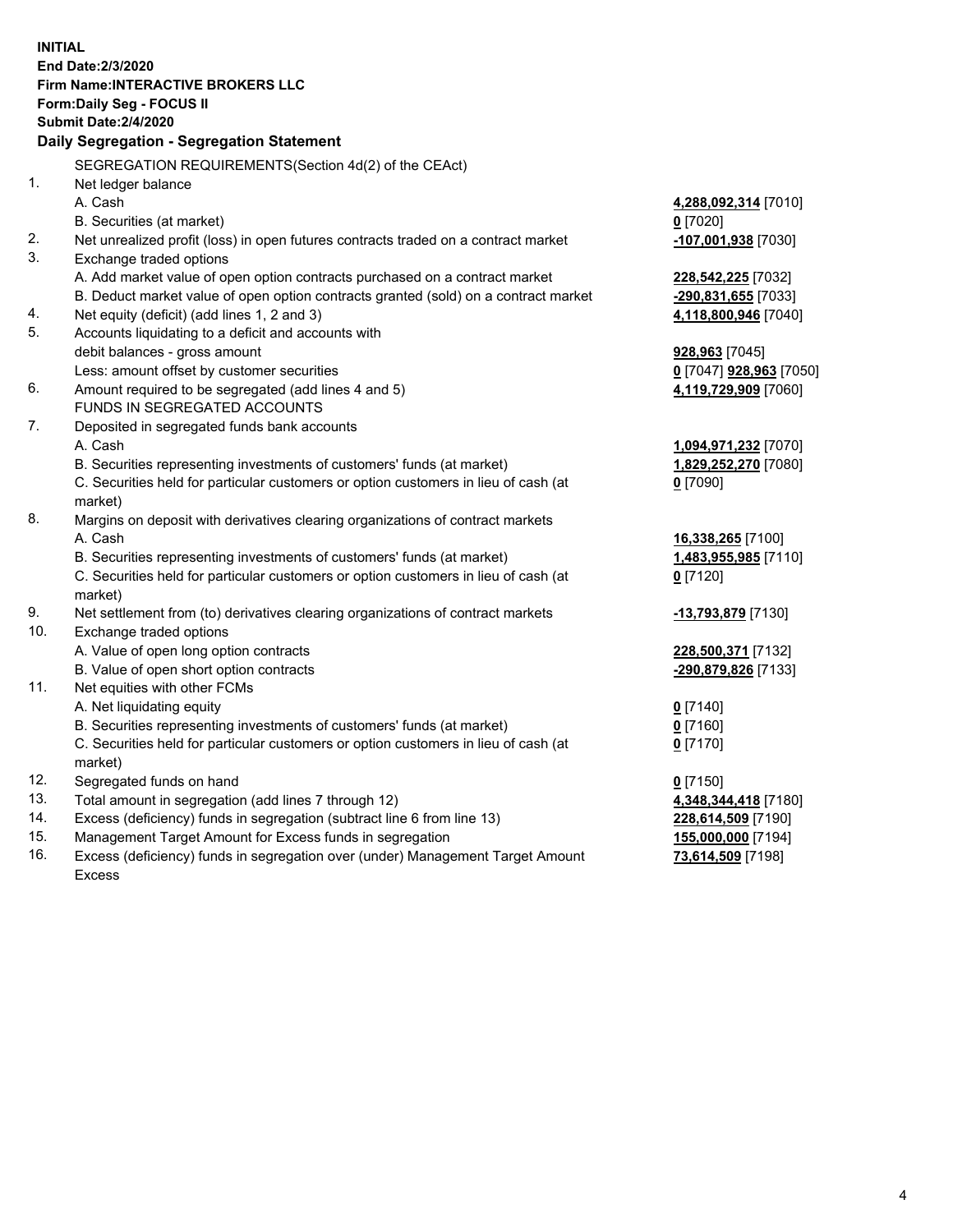**INITIAL**
**End Date:2/3/2020**
**Firm Name:INTERACTIVE BROKERS LLC**
**Form:Daily Seg - FOCUS II**
**Submit Date:2/4/2020**

## Daily Segregation - Segregation Statement

SEGREGATION REQUIREMENTS(Section 4d(2) of the CEAct)

| | | |
|---|---|---|
| 1. | Net ledger balance | |
| | A. Cash | **4,288,092,314** [7010] |
| | B. Securities (at market) | **0** [7020] |
| 2. | Net unrealized profit (loss) in open futures contracts traded on a contract market | **-107,001,938** [7030] |
| 3. | Exchange traded options | |
| | A. Add market value of open option contracts purchased on a contract market | **228,542,225** [7032] |
| | B. Deduct market value of open option contracts granted (sold) on a contract market | **-290,831,655** [7033] |
| 4. | Net equity (deficit) (add lines 1, 2 and 3) | **4,118,800,946** [7040] |
| 5. | Accounts liquidating to a deficit and accounts with debit balances - gross amount | **928,963** [7045] |
| | Less: amount offset by customer securities | **0** [7047] **928,963** [7050] |
| 6. | Amount required to be segregated (add lines 4 and 5) | **4,119,729,909** [7060] |
| | FUNDS IN SEGREGATED ACCOUNTS | |
| 7. | Deposited in segregated funds bank accounts | |
| | A. Cash | **1,094,971,232** [7070] |
| | B. Securities representing investments of customers' funds (at market) | **1,829,252,270** [7080] |
| | C. Securities held for particular customers or option customers in lieu of cash (at market) | **0** [7090] |
| 8. | Margins on deposit with derivatives clearing organizations of contract markets | |
| | A. Cash | **16,338,265** [7100] |
| | B. Securities representing investments of customers' funds (at market) | **1,483,955,985** [7110] |
| | C. Securities held for particular customers or option customers in lieu of cash (at market) | **0** [7120] |
| 9. | Net settlement from (to) derivatives clearing organizations of contract markets | **-13,793,879** [7130] |
| 10. | Exchange traded options | |
| | A. Value of open long option contracts | **228,500,371** [7132] |
| | B. Value of open short option contracts | **-290,879,826** [7133] |
| 11. | Net equities with other FCMs | |
| | A. Net liquidating equity | **0** [7140] |
| | B. Securities representing investments of customers' funds (at market) | **0** [7160] |
| | C. Securities held for particular customers or option customers in lieu of cash (at market) | **0** [7170] |
| 12. | Segregated funds on hand | **0** [7150] |
| 13. | Total amount in segregation (add lines 7 through 12) | **4,348,344,418** [7180] |
| 14. | Excess (deficiency) funds in segregation (subtract line 6 from line 13) | **228,614,509** [7190] |
| 15. | Management Target Amount for Excess funds in segregation | **155,000,000** [7194] |
| 16. | Excess (deficiency) funds in segregation over (under) Management Target Amount Excess | **73,614,509** [7198] |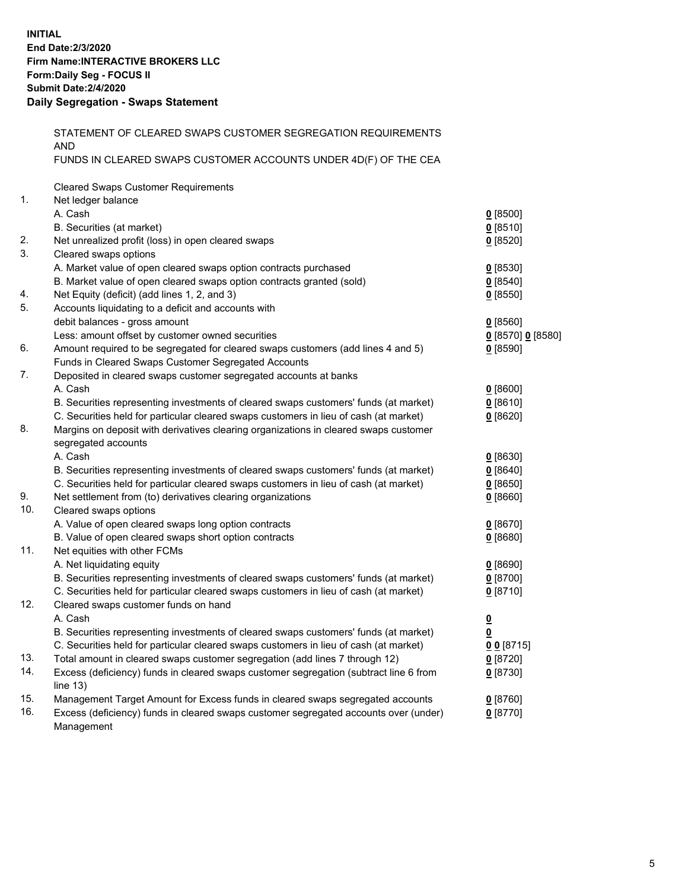**INITIAL**
**End Date:2/3/2020**
**Firm Name:INTERACTIVE BROKERS LLC**
**Form:Daily Seg - FOCUS II**
**Submit Date:2/4/2020**
**Daily Segregation - Swaps Statement**

STATEMENT OF CLEARED SWAPS CUSTOMER SEGREGATION REQUIREMENTS AND FUNDS IN CLEARED SWAPS CUSTOMER ACCOUNTS UNDER 4D(F) OF THE CEA

| | | |
|---|---|---|
| | Cleared Swaps Customer Requirements | |
| 1. | Net ledger balance | |
| | A. Cash | 0 [8500] |
| | B. Securities (at market) | 0 [8510] |
| 2. | Net unrealized profit (loss) in open cleared swaps | 0 [8520] |
| 3. | Cleared swaps options | |
| | A. Market value of open cleared swaps option contracts purchased | 0 [8530] |
| | B. Market value of open cleared swaps option contracts granted (sold) | 0 [8540] |
| 4. | Net Equity (deficit) (add lines 1, 2, and 3) | 0 [8550] |
| 5. | Accounts liquidating to a deficit and accounts with | |
| | debit balances - gross amount | 0 [8560] |
| | Less: amount offset by customer owned securities | 0 [8570] 0 [8580] |
| 6. | Amount required to be segregated for cleared swaps customers (add lines 4 and 5) | 0 [8590] |
| | Funds in Cleared Swaps Customer Segregated Accounts | |
| 7. | Deposited in cleared swaps customer segregated accounts at banks | |
| | A. Cash | 0 [8600] |
| | B. Securities representing investments of cleared swaps customers' funds (at market) | 0 [8610] |
| | C. Securities held for particular cleared swaps customers in lieu of cash (at market) | 0 [8620] |
| 8. | Margins on deposit with derivatives clearing organizations in cleared swaps customer segregated accounts | |
| | A. Cash | 0 [8630] |
| | B. Securities representing investments of cleared swaps customers' funds (at market) | 0 [8640] |
| | C. Securities held for particular cleared swaps customers in lieu of cash (at market) | 0 [8650] |
| 9. | Net settlement from (to) derivatives clearing organizations | 0 [8660] |
| 10. | Cleared swaps options | |
| | A. Value of open cleared swaps long option contracts | 0 [8670] |
| | B. Value of open cleared swaps short option contracts | 0 [8680] |
| 11. | Net equities with other FCMs | |
| | A. Net liquidating equity | 0 [8690] |
| | B. Securities representing investments of cleared swaps customers' funds (at market) | 0 [8700] |
| | C. Securities held for particular cleared swaps customers in lieu of cash (at market) | 0 [8710] |
| 12. | Cleared swaps customer funds on hand | |
| | A. Cash | 0 |
| | B. Securities representing investments of cleared swaps customers' funds (at market) | 0 |
| | C. Securities held for particular cleared swaps customers in lieu of cash (at market) | 0 0 [8715] |
| 13. | Total amount in cleared swaps customer segregation (add lines 7 through 12) | 0 [8720] |
| 14. | Excess (deficiency) funds in cleared swaps customer segregation (subtract line 6 from line 13) | 0 [8730] |
| 15. | Management Target Amount for Excess funds in cleared swaps segregated accounts | 0 [8760] |
| 16. | Excess (deficiency) funds in cleared swaps customer segregated accounts over (under) Management | 0 [8770] |